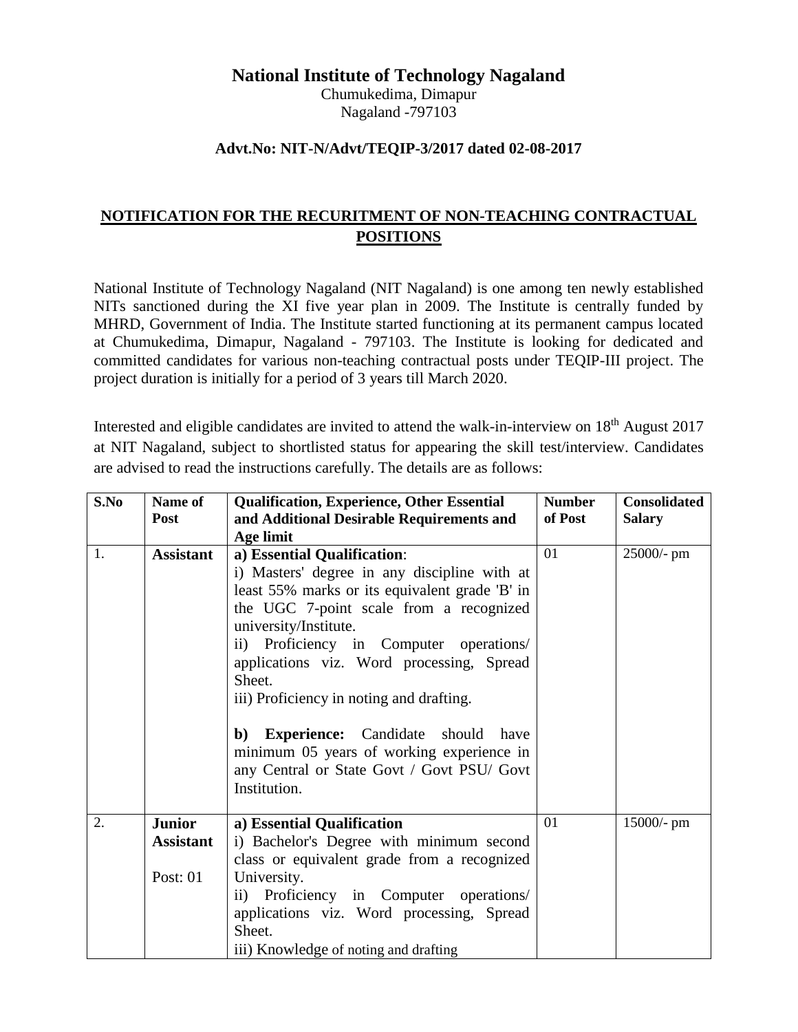# National Institute of Technology Nagaland

Chumukedima, Dimapur
Nagaland -797103

**Advt.No: NIT-N/Advt/TEQIP-3/2017 dated 02-08-2017**

## NOTIFICATION FOR THE RECURITMENT OF NON-TEACHING CONTRACTUAL POSITIONS

National Institute of Technology Nagaland (NIT Nagaland) is one among ten newly established NITs sanctioned during the XI five year plan in 2009. The Institute is centrally funded by MHRD, Government of India. The Institute started functioning at its permanent campus located at Chumukedima, Dimapur, Nagaland - 797103. The Institute is looking for dedicated and committed candidates for various non-teaching contractual posts under TEQIP-III project. The project duration is initially for a period of 3 years till March 2020.

Interested and eligible candidates are invited to attend the walk-in-interview on 18th August 2017 at NIT Nagaland, subject to shortlisted status for appearing the skill test/interview. Candidates are advised to read the instructions carefully. The details are as follows:

| S.No | Name of Post | Qualification, Experience, Other Essential and Additional Desirable Requirements and Age limit | Number of Post | Consolidated Salary |
|---|---|---|---|---|
| 1. | **Assistant** | **a) Essential Qualification**:<br>i) Masters' degree in any discipline with at least 55% marks or its equivalent grade 'B' in the UGC 7-point scale from a recognized university/Institute.<br>ii) Proficiency in Computer operations/ applications viz. Word processing, Spread Sheet.<br>iii) Proficiency in noting and drafting.<br><br>**b) Experience:** Candidate should have minimum 05 years of working experience in any Central or State Govt / Govt PSU/ Govt Institution. | 01 | 25000/- pm |
| 2. | **Junior Assistant**<br><br>Post: 01 | **a) Essential Qualification**<br>i) Bachelor's Degree with minimum second class or equivalent grade from a recognized University.<br>ii) Proficiency in Computer operations/ applications viz. Word processing, Spread Sheet.<br>iii) Knowledge of noting and drafting | 01 | 15000/- pm |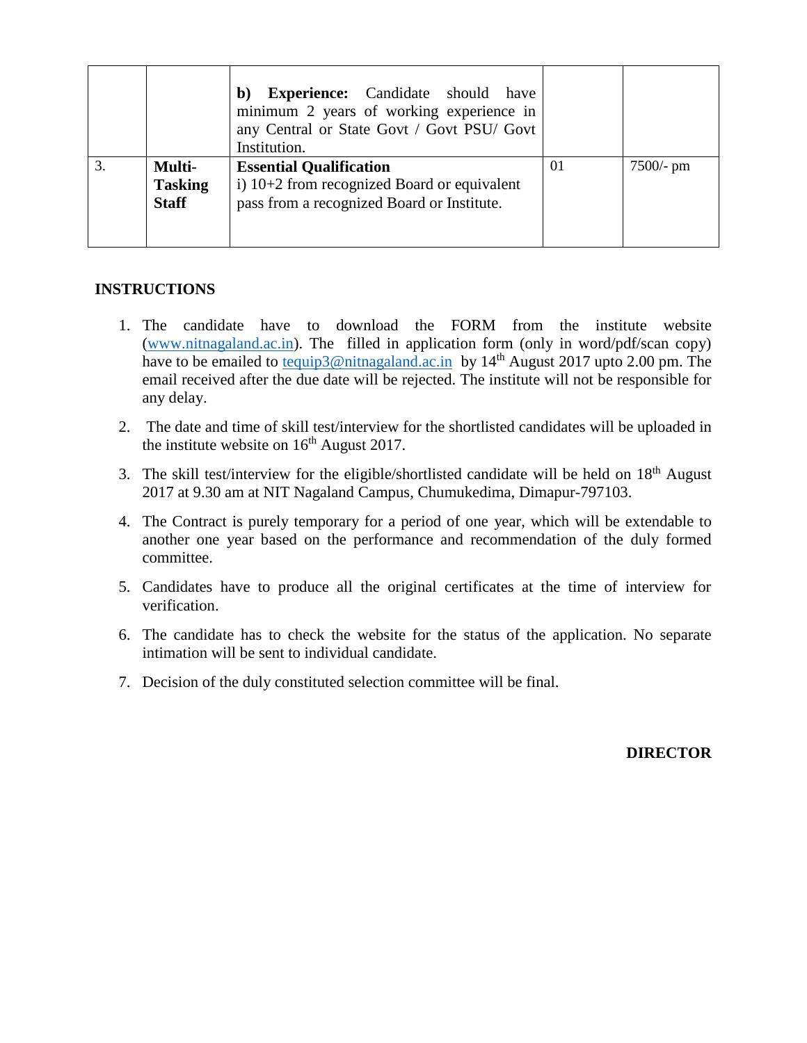| | | | | |
|---|---|---|---|---|
| | | **b) Experience:** Candidate should have minimum 2 years of working experience in any Central or State Govt / Govt PSU/ Govt Institution. | | |
| 3. | **Multi-Tasking Staff** | **Essential Qualification**<br>i) 10+2 from recognized Board or equivalent pass from a recognized Board or Institute. | 01 | 7500/- pm |

**INSTRUCTIONS**

1. The candidate have to download the FORM from the institute website (www.nitnagaland.ac.in). The filled in application form (only in word/pdf/scan copy) have to be emailed to tequip3@nitnagaland.ac.in by 14th August 2017 upto 2.00 pm. The email received after the due date will be rejected. The institute will not be responsible for any delay.
2. The date and time of skill test/interview for the shortlisted candidates will be uploaded in the institute website on 16th August 2017.
3. The skill test/interview for the eligible/shortlisted candidate will be held on 18th August 2017 at 9.30 am at NIT Nagaland Campus, Chumukedima, Dimapur-797103.
4. The Contract is purely temporary for a period of one year, which will be extendable to another one year based on the performance and recommendation of the duly formed committee.
5. Candidates have to produce all the original certificates at the time of interview for verification.
6. The candidate has to check the website for the status of the application. No separate intimation will be sent to individual candidate.
7. Decision of the duly constituted selection committee will be final.

**DIRECTOR**